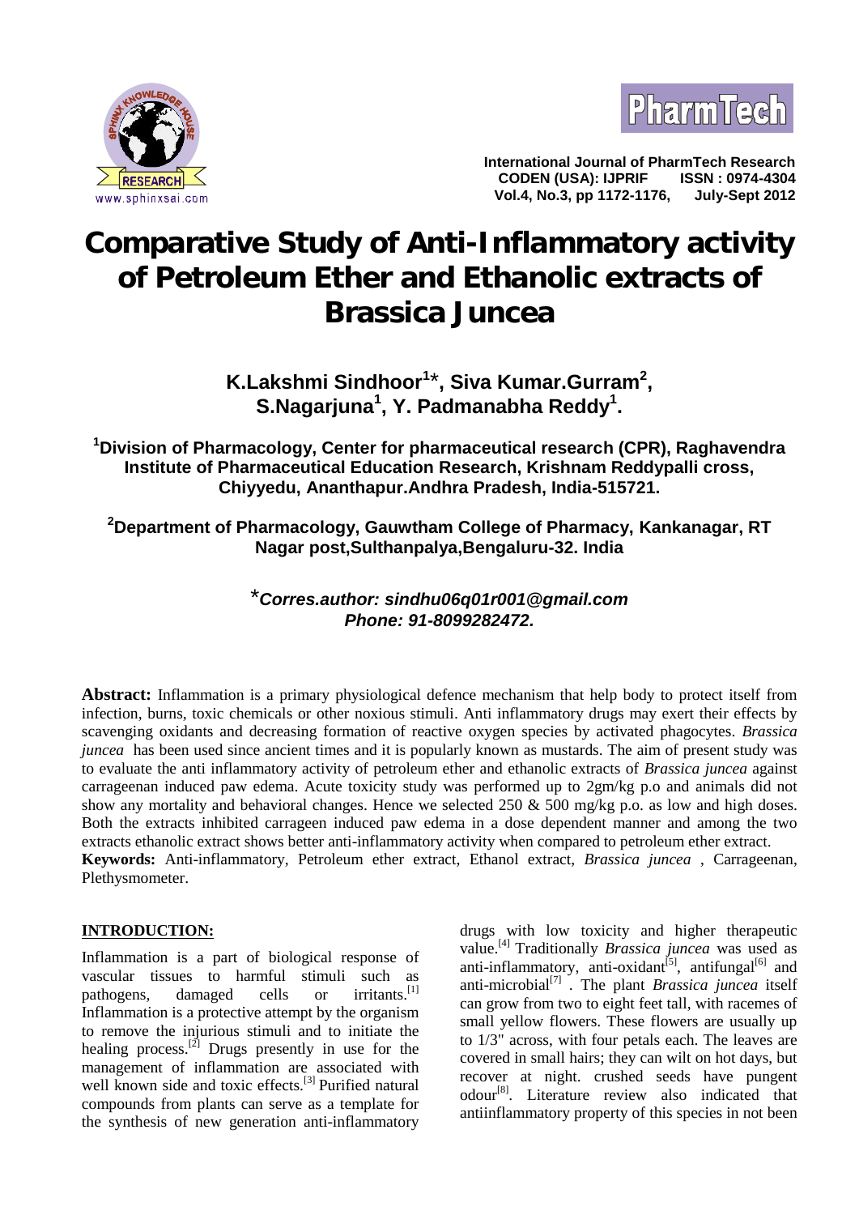# Comparative Study of Anti-Inflammatory activity of Petroleum Ether and Ethanolic extracts of Brassica Juncea

**K.Lakshmi Sindhoor[1]*, Siva Kumar.Gurram[2], S.Nagarjuna[1], Y. Padmanabha Reddy[1].**

[1]Division of Pharmacology, Center for pharmaceutical research (CPR), Raghavendra Institute of Pharmaceutical Education Research, Krishnam Reddypalli cross, Chiyyedu, Ananthapur.Andhra Pradesh, India-515721.

[2]Department of Pharmacology, Gauwtham College of Pharmacy, Kankanagar, RT Nagar post,Sulthanpalya,Bengaluru-32. India

**\*Corres.author: sindhu06q01r001@gmail.com**
**Phone: 91-8099282472.**

**Abstract:** Inflammation is a primary physiological defence mechanism that help body to protect itself from infection, burns, toxic chemicals or other noxious stimuli. Anti inflammatory drugs may exert their effects by scavenging oxidants and decreasing formation of reactive oxygen species by activated phagocytes. *Brassica juncea* has been used since ancient times and it is popularly known as mustards. The aim of present study was to evaluate the anti inflammatory activity of petroleum ether and ethanolic extracts of *Brassica juncea* against carrageenan induced paw edema. Acute toxicity study was performed up to 2gm/kg p.o and animals did not show any mortality and behavioral changes. Hence we selected 250 & 500 mg/kg p.o. as low and high doses. Both the extracts inhibited carrageen induced paw edema in a dose dependent manner and among the two extracts ethanolic extract shows better anti-inflammatory activity when compared to petroleum ether extract.

**Keywords:** Anti-inflammatory, Petroleum ether extract, Ethanol extract, *Brassica juncea* , Carrageenan, Plethysmometer.

## INTRODUCTION:

Inflammation is a part of biological response of vascular tissues to harmful stimuli such as pathogens, damaged cells or irritants.[1] Inflammation is a protective attempt by the organism to remove the injurious stimuli and to initiate the healing process.[2] Drugs presently in use for the management of inflammation are associated with well known side and toxic effects.[3] Purified natural compounds from plants can serve as a template for the synthesis of new generation anti-inflammatory drugs with low toxicity and higher therapeutic value.[4] Traditionally *Brassica juncea* was used as anti-inflammatory, anti-oxidant[5], antifungal[6] and anti-microbial[7] . The plant *Brassica juncea* itself can grow from two to eight feet tall, with racemes of small yellow flowers. These flowers are usually up to 1/3" across, with four petals each. The leaves are covered in small hairs; they can wilt on hot days, but recover at night. crushed seeds have pungent odour[8]. Literature review also indicated that antiinflammatory property of this species in not been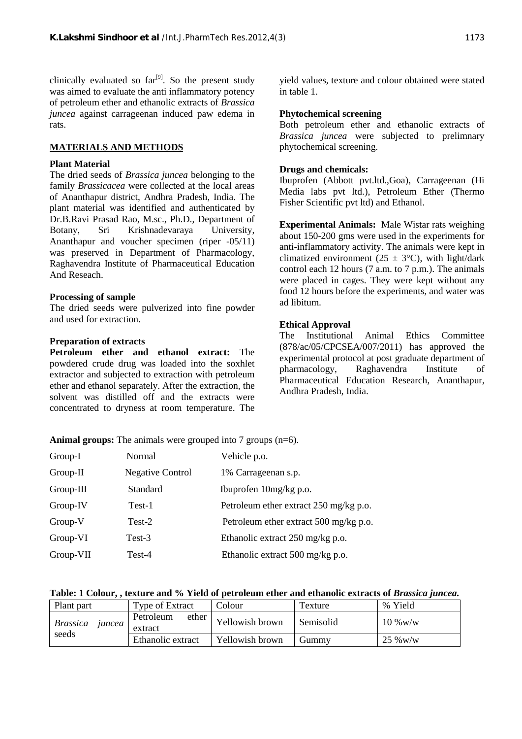clinically evaluated so far[9]. So the present study was aimed to evaluate the anti inflammatory potency of petroleum ether and ethanolic extracts of *Brassica juncea* against carrageenan induced paw edema in rats.

## MATERIALS AND METHODS

### Plant Material

The dried seeds of *Brassica juncea* belonging to the family *Brassicacea* were collected at the local areas of Ananthapur district, Andhra Pradesh, India. The plant material was identified and authenticated by Dr.B.Ravi Prasad Rao, M.sc., Ph.D., Department of Botany, Sri Krishnadevaraya University, Ananthapur and voucher specimen (riper -05/11) was preserved in Department of Pharmacology, Raghavendra Institute of Pharmaceutical Education And Reseach.

### Processing of sample

The dried seeds were pulverized into fine powder and used for extraction.

### Preparation of extracts

**Petroleum ether and ethanol extract:** The powdered crude drug was loaded into the soxhlet extractor and subjected to extraction with petroleum ether and ethanol separately. After the extraction, the solvent was distilled off and the extracts were concentrated to dryness at room temperature. The yield values, texture and colour obtained were stated in table 1.

### Phytochemical screening

Both petroleum ether and ethanolic extracts of *Brassica juncea* were subjected to prelimnary phytochemical screening.

### Drugs and chemicals:

Ibuprofen (Abbott pvt.ltd.,Goa), Carrageenan (Hi Media labs pvt ltd.), Petroleum Ether (Thermo Fisher Scientific pvt ltd) and Ethanol.

**Experimental Animals:** Male Wistar rats weighing about 150-200 gms were used in the experiments for anti-inflammatory activity. The animals were kept in climatized environment (25 ± 3°C), with light/dark control each 12 hours (7 a.m. to 7 p.m.). The animals were placed in cages. They were kept without any food 12 hours before the experiments, and water was ad libitum.

### Ethical Approval

The Institutional Animal Ethics Committee (878/ac/05/CPCSEA/007/2011) has approved the experimental protocol at post graduate department of pharmacology, Raghavendra Institute of Pharmaceutical Education Research, Ananthapur, Andhra Pradesh, India.

**Animal groups:** The animals were grouped into 7 groups (n=6).

| | | |
|---|---|---|
| Group-I | Normal | Vehicle p.o. |
| Group-II | Negative Control | 1% Carrageenan s.p. |
| Group-III | Standard | Ibuprofen 10mg/kg p.o. |
| Group-IV | Test-1 | Petroleum ether extract 250 mg/kg p.o. |
| Group-V | Test-2 | Petroleum ether extract 500 mg/kg p.o. |
| Group-VI | Test-3 | Ethanolic extract 250 mg/kg p.o. |
| Group-VII | Test-4 | Ethanolic extract 500 mg/kg p.o. |

**Table: 1 Colour, , texture and % Yield of petroleum ether and ethanolic extracts of *Brassica juncea.***

| Plant part | Type of Extract | Colour | Texture | % Yield |
|---|---|---|---|---|
| *Brassica juncea* seeds | Petroleum ether extract | Yellowish brown | Semisolid | 10 %w/w |
| | Ethanolic extract | Yellowish brown | Gummy | 25 %w/w |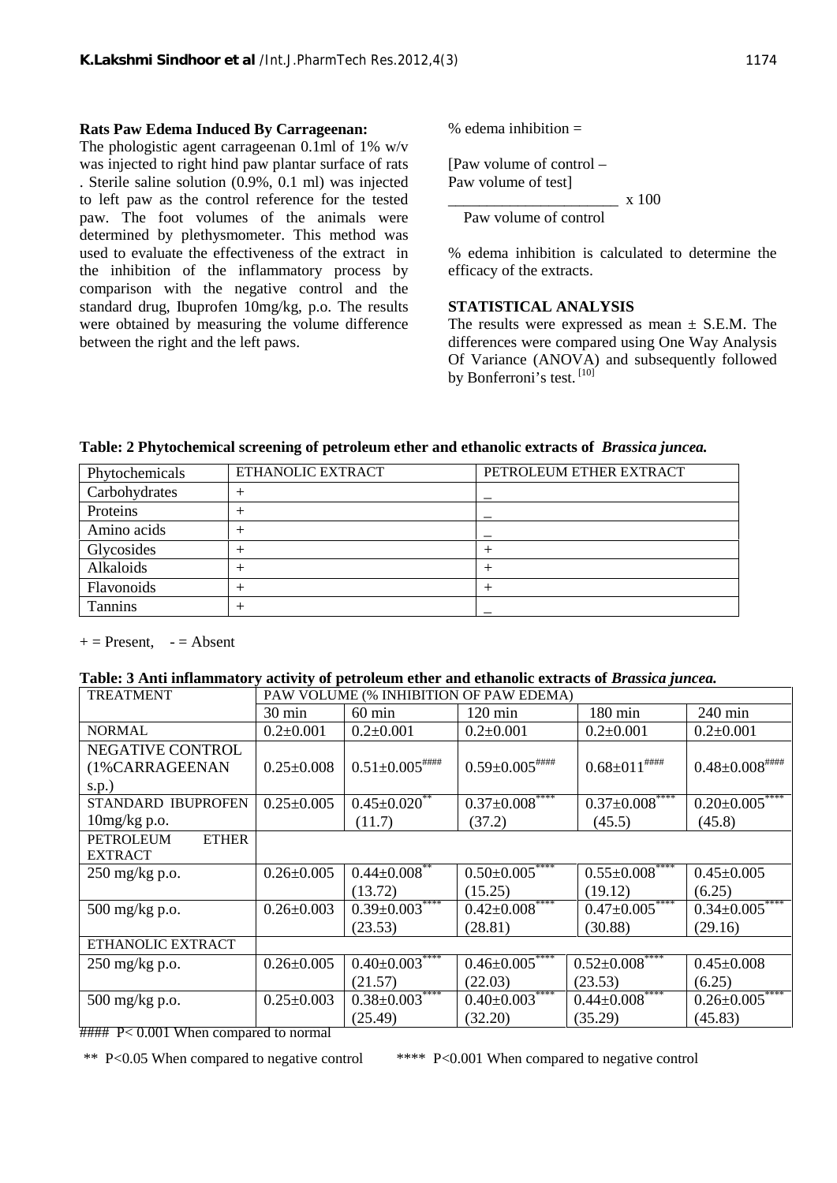**Rats Paw Edema Induced By Carrageenan:**

The phologistic agent carrageenan 0.1ml of 1% w/v was injected to right hind paw plantar surface of rats . Sterile saline solution (0.9%, 0.1 ml) was injected to left paw as the control reference for the tested paw. The foot volumes of the animals were determined by plethysmometer. This method was used to evaluate the effectiveness of the extract in the inhibition of the inflammatory process by comparison with the negative control and the standard drug, Ibuprofen 10mg/kg, p.o. The results were obtained by measuring the volume difference between the right and the left paws.

$$\% \text{ edema inhibition} = \frac{[\text{Paw volume of control} - \text{Paw volume of test}]}{\text{Paw volume of control}} \times 100$$

% edema inhibition is calculated to determine the efficacy of the extracts.

**STATISTICAL ANALYSIS**

The results were expressed as mean ± S.E.M. The differences were compared using One Way Analysis Of Variance (ANOVA) and subsequently followed by Bonferroni's test. [10]

**Table: 2 Phytochemical screening of petroleum ether and ethanolic extracts of *Brassica juncea.***

| Phytochemicals | ETHANOLIC EXTRACT | PETROLEUM ETHER EXTRACT |
|---|---|---|
| Carbohydrates | + | _ |
| Proteins | + | _ |
| Amino acids | + | _ |
| Glycosides | + | + |
| Alkaloids | + | + |
| Flavonoids | + | + |
| Tannins | + | _ |

+ = Present, - = Absent

**Table: 3 Anti inflammatory activity of petroleum ether and ethanolic extracts of *Brassica juncea.***

| TREATMENT | PAW VOLUME (% INHIBITION OF PAW EDEMA) | | | | |
|---|---|---|---|---|---|
| | 30 min | 60 min | 120 min | 180 min | 240 min |
| NORMAL | 0.2±0.001 | 0.2±0.001 | 0.2±0.001 | 0.2±0.001 | 0.2±0.001 |
| NEGATIVE CONTROL (1%CARRAGEENAN s.p.) | 0.25±0.008 | 0.51±0.005#### | 0.59±0.005#### | 0.68±011#### | 0.48±0.008#### |
| STANDARD IBUPROFEN 10mg/kg p.o. | 0.25±0.005 | 0.45±0.020** (11.7) | 0.37±0.008**** (37.2) | 0.37±0.008**** (45.5) | 0.20±0.005**** (45.8) |
| PETROLEUM ETHER EXTRACT | | | | | |
| 250 mg/kg p.o. | 0.26±0.005 | 0.44±0.008** (13.72) | 0.50±0.005**** (15.25) | 0.55±0.008**** (19.12) | 0.45±0.005 (6.25) |
| 500 mg/kg p.o. | 0.26±0.003 | 0.39±0.003**** (23.53) | 0.42±0.008**** (28.81) | 0.47±0.005**** (30.88) | 0.34±0.005**** (29.16) |
| ETHANOLIC EXTRACT | | | | | |
| 250 mg/kg p.o. | 0.26±0.005 | 0.40±0.003**** (21.57) | 0.46±0.005**** (22.03) | 0.52±0.008**** (23.53) | 0.45±0.008 (6.25) |
| 500 mg/kg p.o. | 0.25±0.003 | 0.38±0.003**** (25.49) | 0.40±0.003**** (32.20) | 0.44±0.008**** (35.29) | 0.26±0.005**** (45.83) |

#### P< 0.001 When compared to normal

** P<0.05 When compared to negative control **** P<0.001 When compared to negative control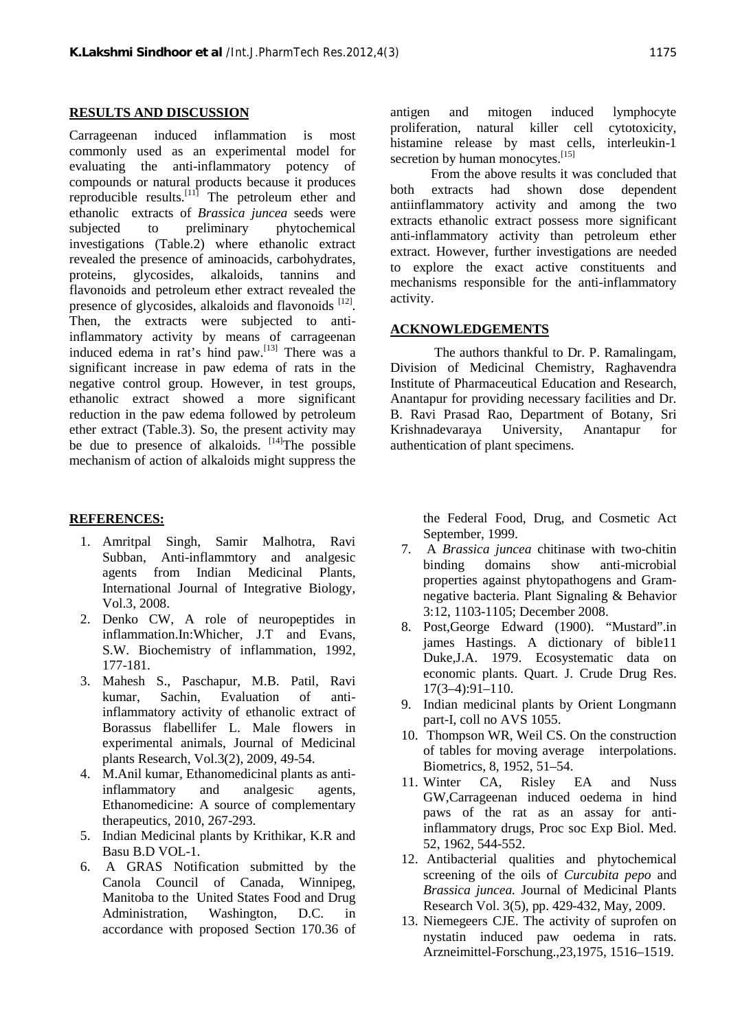## RESULTS AND DISCUSSION

Carrageenan induced inflammation is most commonly used as an experimental model for evaluating the anti-inflammatory potency of compounds or natural products because it produces reproducible results.[11] The petroleum ether and ethanolic extracts of *Brassica juncea* seeds were subjected to preliminary phytochemical investigations (Table.2) where ethanolic extract revealed the presence of aminoacids, carbohydrates, proteins, glycosides, alkaloids, tannins and flavonoids and petroleum ether extract revealed the presence of glycosides, alkaloids and flavonoids [12]. Then, the extracts were subjected to anti-inflammatory activity by means of carrageenan induced edema in rat's hind paw.[13] There was a significant increase in paw edema of rats in the negative control group. However, in test groups, ethanolic extract showed a more significant reduction in the paw edema followed by petroleum ether extract (Table.3). So, the present activity may be due to presence of alkaloids. [14]The possible mechanism of action of alkaloids might suppress the antigen and mitogen induced lymphocyte proliferation, natural killer cell cytotoxicity, histamine release by mast cells, interleukin-1 secretion by human monocytes.[15]

From the above results it was concluded that both extracts had shown dose dependent antiinflammatory activity and among the two extracts ethanolic extract possess more significant anti-inflammatory activity than petroleum ether extract. However, further investigations are needed to explore the exact active constituents and mechanisms responsible for the anti-inflammatory activity.

## ACKNOWLEDGEMENTS

The authors thankful to Dr. P. Ramalingam, Division of Medicinal Chemistry, Raghavendra Institute of Pharmaceutical Education and Research, Anantapur for providing necessary facilities and Dr. B. Ravi Prasad Rao, Department of Botany, Sri Krishnadevaraya University, Anantapur for authentication of plant specimens.

## REFERENCES:

1. Amritpal Singh, Samir Malhotra, Ravi Subban, Anti-inflammtory and analgesic agents from Indian Medicinal Plants, International Journal of Integrative Biology, Vol.3, 2008.
2. Denko CW, A role of neuropeptides in inflammation.In:Whicher, J.T and Evans, S.W. Biochemistry of inflammation, 1992, 177-181.
3. Mahesh S., Paschapur, M.B. Patil, Ravi kumar, Sachin, Evaluation of anti-inflammatory activity of ethanolic extract of Borassus flabellifer L. Male flowers in experimental animals, Journal of Medicinal plants Research, Vol.3(2), 2009, 49-54.
4. M.Anil kumar, Ethanomedicinal plants as anti-inflammatory and analgesic agents, Ethanomedicine: A source of complementary therapeutics, 2010, 267-293.
5. Indian Medicinal plants by Krithikar, K.R and Basu B.D VOL-1.
6. A GRAS Notification submitted by the Canola Council of Canada, Winnipeg, Manitoba to the United States Food and Drug Administration, Washington, D.C. in accordance with proposed Section 170.36 of the Federal Food, Drug, and Cosmetic Act September, 1999.
7. A *Brassica juncea* chitinase with two-chitin binding domains show anti-microbial properties against phytopathogens and Gram-negative bacteria. Plant Signaling & Behavior 3:12, 1103-1105; December 2008.
8. Post,George Edward (1900). "Mustard".in james Hastings. A dictionary of bible11 Duke,J.A. 1979. Ecosystematic data on economic plants. Quart. J. Crude Drug Res. 17(3–4):91–110.
9. Indian medicinal plants by Orient Longmann part-I, coll no AVS 1055.
10. Thompson WR, Weil CS. On the construction of tables for moving average interpolations. Biometrics, 8, 1952, 51–54.
11. Winter CA, Risley EA and Nuss GW,Carrageenan induced oedema in hind paws of the rat as an assay for anti-inflammatory drugs, Proc soc Exp Biol. Med. 52, 1962, 544-552.
12. Antibacterial qualities and phytochemical screening of the oils of *Curcubita pepo* and *Brassica juncea.* Journal of Medicinal Plants Research Vol. 3(5), pp. 429-432, May, 2009.
13. Niemegeers CJE. The activity of suprofen on nystatin induced paw oedema in rats. Arzneimittel-Forschung.,23,1975, 1516–1519.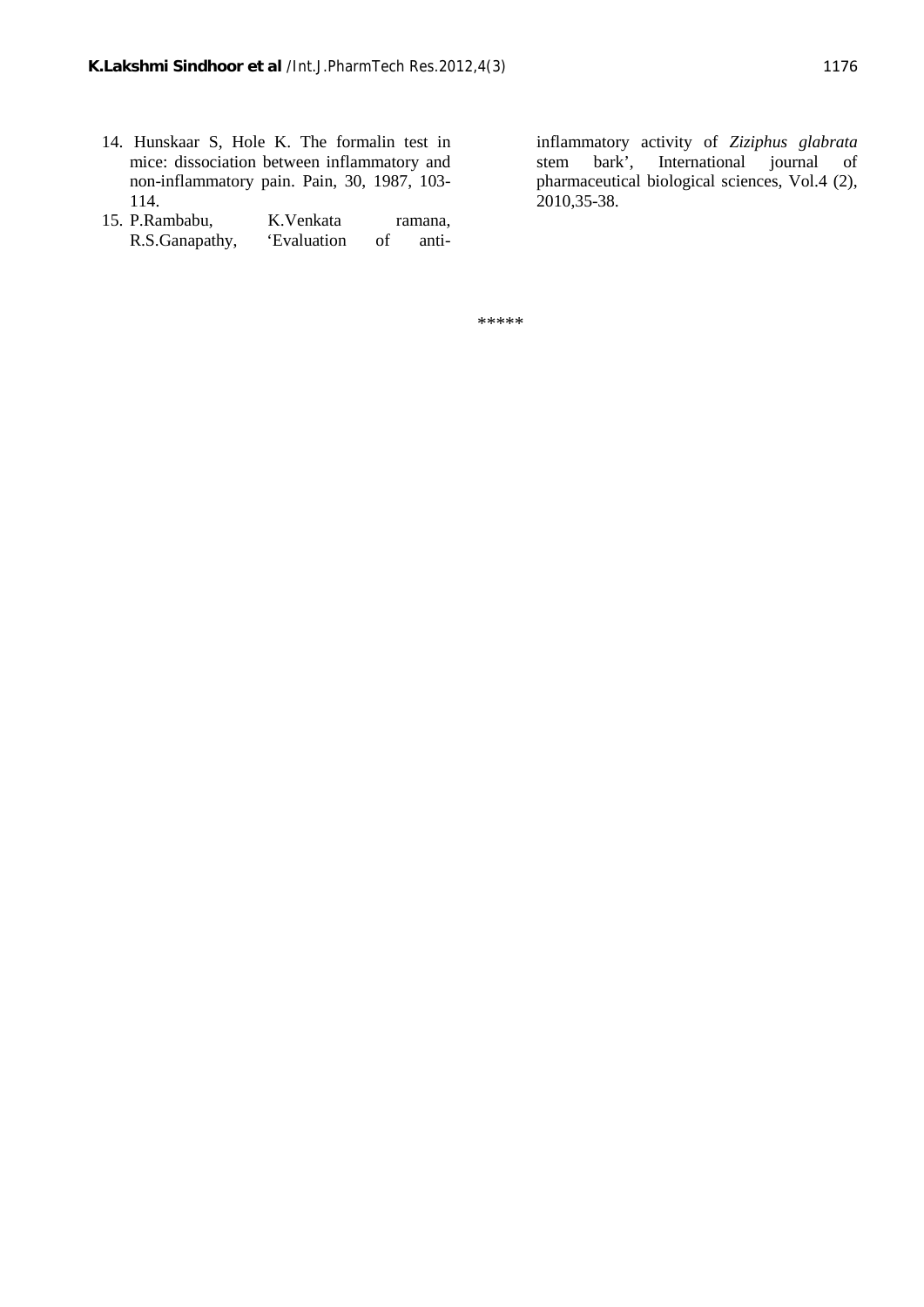14. Hunskaar S, Hole K. The formalin test in mice: dissociation between inflammatory and non-inflammatory pain. Pain, 30, 1987, 103-114.
15. P.Rambabu, K.Venkata ramana, R.S.Ganapathy, 'Evaluation of anti-inflammatory activity of *Ziziphus glabrata* stem bark', International journal of pharmaceutical biological sciences, Vol.4 (2), 2010,35-38.

\*\*\*\*\*